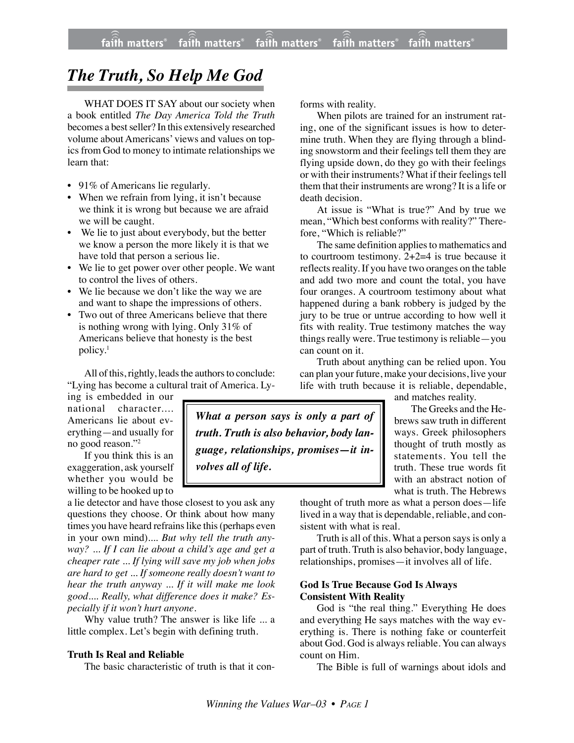# *The Truth, So Help Me God*

WHAT DOES IT SAY about our society when a book entitled *The Day America Told the Truth* becomes a best seller? In this extensively researched volume about Americans' views and values on topics from God to money to intimate relationships we learn that:

- 91% of Americans lie regularly.
- When we refrain from lying, it isn't because we think it is wrong but because we are afraid we will be caught.
- We lie to just about everybody, but the better we know a person the more likely it is that we have told that person a serious lie.
- We lie to get power over other people. We want to control the lives of others.
- We lie because we don't like the way we are and want to shape the impressions of others.
- Two out of three Americans believe that there is nothing wrong with lying. Only 31% of Americans believe that honesty is the best policy.[1]

All of this, rightly, leads the authors to conclude: "Lying has become a cultural trait of America. Lying is embedded in our national character.... Americans lie about everything—and usually for no good reason."[2]

If you think this is an exaggeration, ask yourself whether you would be willing to be hooked up to a lie detector and have those closest to you ask any questions they choose. Or think about how many times you have heard refrains like this (perhaps even in your own mind).... *But why tell the truth anyway? ... If I can lie about a child's age and get a cheaper rate ... If lying will save my job when jobs are hard to get ... If someone really doesn't want to hear the truth anyway ... If it will make me look good.... Really, what difference does it make? Especially if it won't hurt anyone.*

Why value truth? The answer is like life ... a little complex. Let's begin with defining truth.

### Truth Is Real and Reliable

The basic characteristic of truth is that it conforms with reality.

When pilots are trained for an instrument rating, one of the significant issues is how to determine truth. When they are flying through a blinding snowstorm and their feelings tell them they are flying upside down, do they go with their feelings or with their instruments? What if their feelings tell them that their instruments are wrong? It is a life or death decision.

At issue is "What is true?" And by true we mean, "Which best conforms with reality?" Therefore, "Which is reliable?"

The same definition applies to mathematics and to courtroom testimony. 2+2=4 is true because it reflects reality. If you have two oranges on the table and add two more and count the total, you have four oranges. A courtroom testimony about what happened during a bank robbery is judged by the jury to be true or untrue according to how well it fits with reality. True testimony matches the way things really were. True testimony is reliable—you can count on it.

Truth about anything can be relied upon. You can plan your future, make your decisions, live your life with truth because it is reliable, dependable, and matches reality.

> ***What a person says is only a part of truth. Truth is also behavior, body language, relationships, promises—it involves all of life.***

The Greeks and the Hebrews saw truth in different ways. Greek philosophers thought of truth mostly as statements. You tell the truth. These true words fit with an abstract notion of what is truth. The Hebrews thought of truth more as what a person does—life lived in a way that is dependable, reliable, and consistent with what is real.

Truth is all of this. What a person says is only a part of truth. Truth is also behavior, body language, relationships, promises—it involves all of life.

### God Is True Because God Is Always Consistent With Reality

God is "the real thing." Everything He does and everything He says matches with the way everything is. There is nothing fake or counterfeit about God. God is always reliable. You can always count on Him.

The Bible is full of warnings about idols and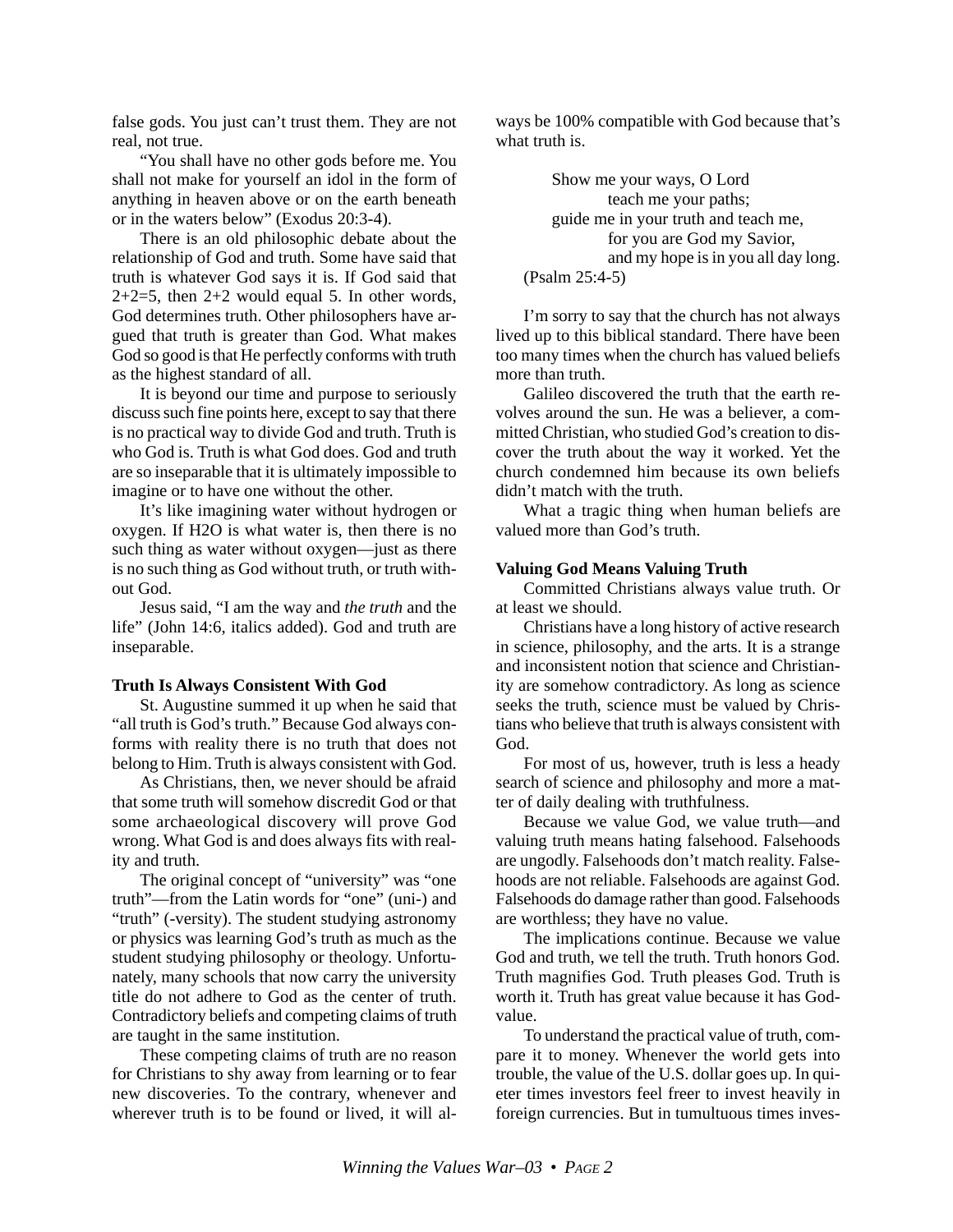false gods. You just can't trust them. They are not real, not true.

"You shall have no other gods before me. You shall not make for yourself an idol in the form of anything in heaven above or on the earth beneath or in the waters below" (Exodus 20:3-4).

There is an old philosophic debate about the relationship of God and truth. Some have said that truth is whatever God says it is. If God said that 2+2=5, then 2+2 would equal 5. In other words, God determines truth. Other philosophers have argued that truth is greater than God. What makes God so good is that He perfectly conforms with truth as the highest standard of all.

It is beyond our time and purpose to seriously discuss such fine points here, except to say that there is no practical way to divide God and truth. Truth is who God is. Truth is what God does. God and truth are so inseparable that it is ultimately impossible to imagine or to have one without the other.

It's like imagining water without hydrogen or oxygen. If H2O is what water is, then there is no such thing as water without oxygen—just as there is no such thing as God without truth, or truth without God.

Jesus said, "I am the way and *the truth* and the life" (John 14:6, italics added). God and truth are inseparable.

**Truth Is Always Consistent With God**

St. Augustine summed it up when he said that "all truth is God's truth." Because God always conforms with reality there is no truth that does not belong to Him. Truth is always consistent with God.

As Christians, then, we never should be afraid that some truth will somehow discredit God or that some archaeological discovery will prove God wrong. What God is and does always fits with reality and truth.

The original concept of "university" was "one truth"—from the Latin words for "one" (uni-) and "truth" (-versity). The student studying astronomy or physics was learning God's truth as much as the student studying philosophy or theology. Unfortunately, many schools that now carry the university title do not adhere to God as the center of truth. Contradictory beliefs and competing claims of truth are taught in the same institution.

These competing claims of truth are no reason for Christians to shy away from learning or to fear new discoveries. To the contrary, whenever and wherever truth is to be found or lived, it will always be 100% compatible with God because that's what truth is.

> Show me your ways, O Lord
> teach me your paths;
> guide me in your truth and teach me,
> for you are God my Savior,
> and my hope is in you all day long.
> (Psalm 25:4-5)

I'm sorry to say that the church has not always lived up to this biblical standard. There have been too many times when the church has valued beliefs more than truth.

Galileo discovered the truth that the earth revolves around the sun. He was a believer, a committed Christian, who studied God's creation to discover the truth about the way it worked. Yet the church condemned him because its own beliefs didn't match with the truth.

What a tragic thing when human beliefs are valued more than God's truth.

**Valuing God Means Valuing Truth**

Committed Christians always value truth. Or at least we should.

Christians have a long history of active research in science, philosophy, and the arts. It is a strange and inconsistent notion that science and Christianity are somehow contradictory. As long as science seeks the truth, science must be valued by Christians who believe that truth is always consistent with God.

For most of us, however, truth is less a heady search of science and philosophy and more a matter of daily dealing with truthfulness.

Because we value God, we value truth—and valuing truth means hating falsehood. Falsehoods are ungodly. Falsehoods don't match reality. Falsehoods are not reliable. Falsehoods are against God. Falsehoods do damage rather than good. Falsehoods are worthless; they have no value.

The implications continue. Because we value God and truth, we tell the truth. Truth honors God. Truth magnifies God. Truth pleases God. Truth is worth it. Truth has great value because it has God-value.

To understand the practical value of truth, compare it to money. Whenever the world gets into trouble, the value of the U.S. dollar goes up. In quieter times investors feel freer to invest heavily in foreign currencies. But in tumultuous times inves-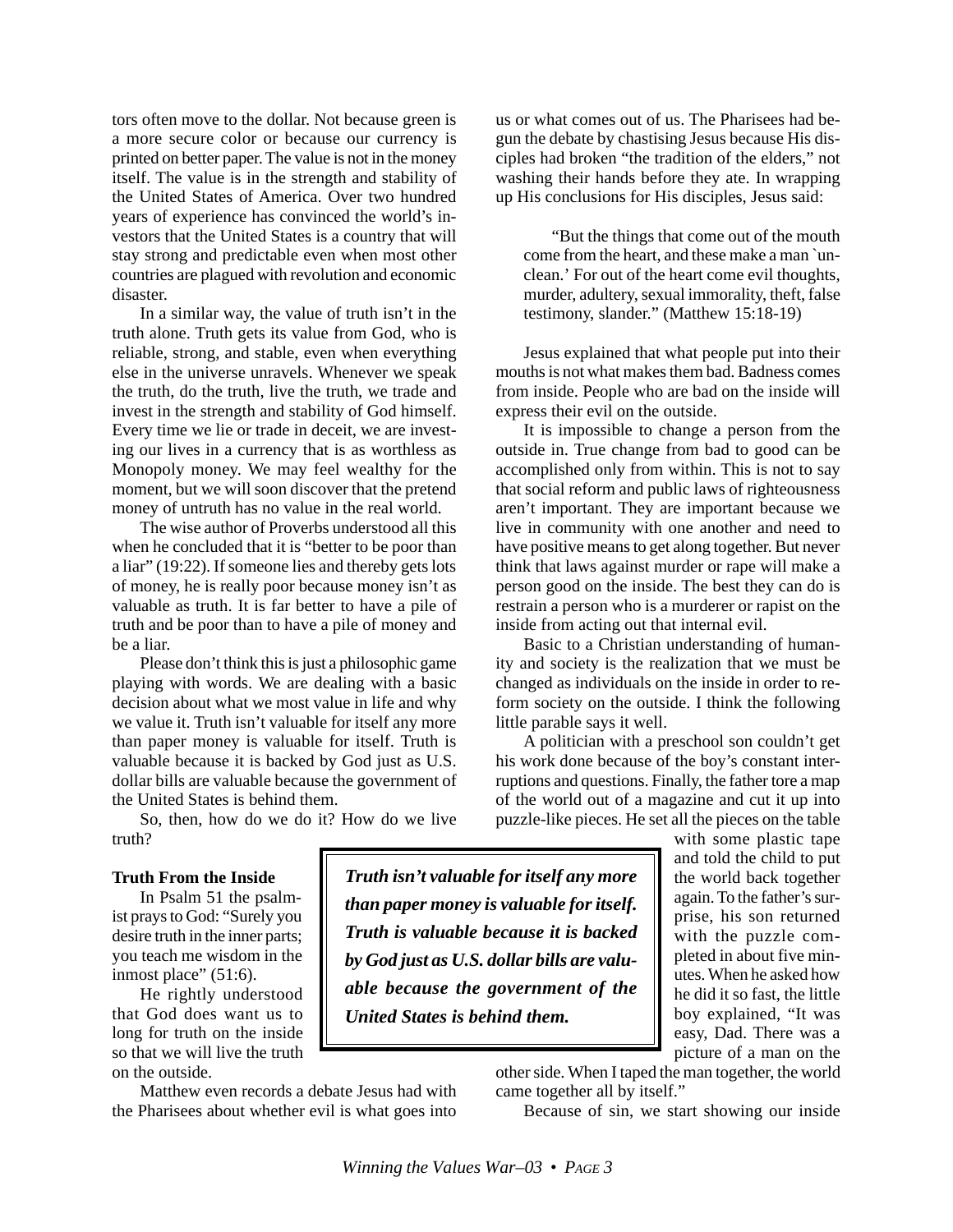tors often move to the dollar. Not because green is a more secure color or because our currency is printed on better paper. The value is not in the money itself. The value is in the strength and stability of the United States of America. Over two hundred years of experience has convinced the world's investors that the United States is a country that will stay strong and predictable even when most other countries are plagued with revolution and economic disaster.

In a similar way, the value of truth isn't in the truth alone. Truth gets its value from God, who is reliable, strong, and stable, even when everything else in the universe unravels. Whenever we speak the truth, do the truth, live the truth, we trade and invest in the strength and stability of God himself. Every time we lie or trade in deceit, we are investing our lives in a currency that is as worthless as Monopoly money. We may feel wealthy for the moment, but we will soon discover that the pretend money of untruth has no value in the real world.

The wise author of Proverbs understood all this when he concluded that it is "better to be poor than a liar" (19:22). If someone lies and thereby gets lots of money, he is really poor because money isn't as valuable as truth. It is far better to have a pile of truth and be poor than to have a pile of money and be a liar.

Please don't think this is just a philosophic game playing with words. We are dealing with a basic decision about what we most value in life and why we value it. Truth isn't valuable for itself any more than paper money is valuable for itself. Truth is valuable because it is backed by God just as U.S. dollar bills are valuable because the government of the United States is behind them.

So, then, how do we do it? How do we live truth?

**Truth From the Inside**

In Psalm 51 the psalmist prays to God: "Surely you desire truth in the inner parts; you teach me wisdom in the inmost place" (51:6).

He rightly understood that God does want us to long for truth on the inside so that we will live the truth on the outside.

> ***Truth isn't valuable for itself any more than paper money is valuable for itself. Truth is valuable because it is backed by God just as U.S. dollar bills are valuable because the government of the United States is behind them.***

Matthew even records a debate Jesus had with the Pharisees about whether evil is what goes into us or what comes out of us. The Pharisees had begun the debate by chastising Jesus because His disciples had broken "the tradition of the elders," not washing their hands before they ate. In wrapping up His conclusions for His disciples, Jesus said:

> "But the things that come out of the mouth come from the heart, and these make a man `unclean.' For out of the heart come evil thoughts, murder, adultery, sexual immorality, theft, false testimony, slander." (Matthew 15:18-19)

Jesus explained that what people put into their mouths is not what makes them bad. Badness comes from inside. People who are bad on the inside will express their evil on the outside.

It is impossible to change a person from the outside in. True change from bad to good can be accomplished only from within. This is not to say that social reform and public laws of righteousness aren't important. They are important because we live in community with one another and need to have positive means to get along together. But never think that laws against murder or rape will make a person good on the inside. The best they can do is restrain a person who is a murderer or rapist on the inside from acting out that internal evil.

Basic to a Christian understanding of humanity and society is the realization that we must be changed as individuals on the inside in order to reform society on the outside. I think the following little parable says it well.

A politician with a preschool son couldn't get his work done because of the boy's constant interruptions and questions. Finally, the father tore a map of the world out of a magazine and cut it up into puzzle-like pieces. He set all the pieces on the table with some plastic tape and told the child to put the world back together again. To the father's surprise, his son returned with the puzzle completed in about five minutes. When he asked how he did it so fast, the little boy explained, "It was easy, Dad. There was a picture of a man on the other side. When I taped the man together, the world came together all by itself."

Because of sin, we start showing our inside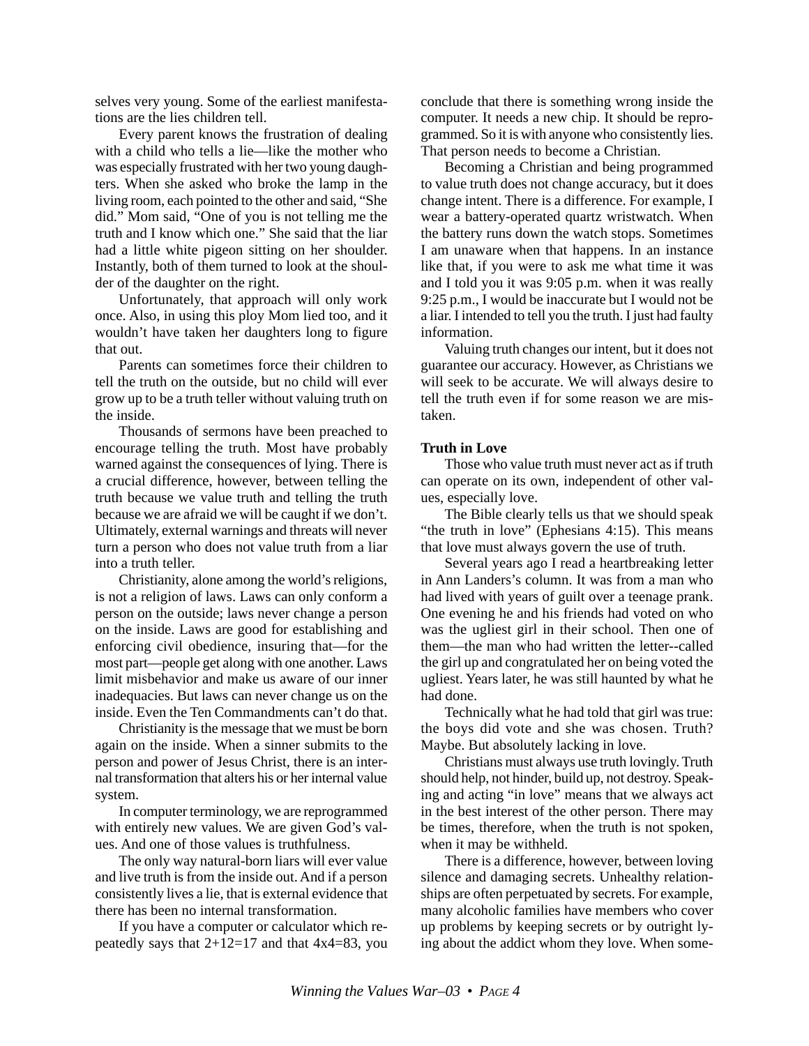selves very young. Some of the earliest manifestations are the lies children tell.

Every parent knows the frustration of dealing with a child who tells a lie—like the mother who was especially frustrated with her two young daughters. When she asked who broke the lamp in the living room, each pointed to the other and said, "She did." Mom said, "One of you is not telling me the truth and I know which one." She said that the liar had a little white pigeon sitting on her shoulder. Instantly, both of them turned to look at the shoulder of the daughter on the right.

Unfortunately, that approach will only work once. Also, in using this ploy Mom lied too, and it wouldn't have taken her daughters long to figure that out.

Parents can sometimes force their children to tell the truth on the outside, but no child will ever grow up to be a truth teller without valuing truth on the inside.

Thousands of sermons have been preached to encourage telling the truth. Most have probably warned against the consequences of lying. There is a crucial difference, however, between telling the truth because we value truth and telling the truth because we are afraid we will be caught if we don't. Ultimately, external warnings and threats will never turn a person who does not value truth from a liar into a truth teller.

Christianity, alone among the world's religions, is not a religion of laws. Laws can only conform a person on the outside; laws never change a person on the inside. Laws are good for establishing and enforcing civil obedience, insuring that—for the most part—people get along with one another. Laws limit misbehavior and make us aware of our inner inadequacies. But laws can never change us on the inside. Even the Ten Commandments can't do that.

Christianity is the message that we must be born again on the inside. When a sinner submits to the person and power of Jesus Christ, there is an internal transformation that alters his or her internal value system.

In computer terminology, we are reprogrammed with entirely new values. We are given God's values. And one of those values is truthfulness.

The only way natural-born liars will ever value and live truth is from the inside out. And if a person consistently lives a lie, that is external evidence that there has been no internal transformation.

If you have a computer or calculator which repeatedly says that 2+12=17 and that 4x4=83, you conclude that there is something wrong inside the computer. It needs a new chip. It should be reprogrammed. So it is with anyone who consistently lies. That person needs to become a Christian.

Becoming a Christian and being programmed to value truth does not change accuracy, but it does change intent. There is a difference. For example, I wear a battery-operated quartz wristwatch. When the battery runs down the watch stops. Sometimes I am unaware when that happens. In an instance like that, if you were to ask me what time it was and I told you it was 9:05 p.m. when it was really 9:25 p.m., I would be inaccurate but I would not be a liar. I intended to tell you the truth. I just had faulty information.

Valuing truth changes our intent, but it does not guarantee our accuracy. However, as Christians we will seek to be accurate. We will always desire to tell the truth even if for some reason we are mistaken.

**Truth in Love**

Those who value truth must never act as if truth can operate on its own, independent of other values, especially love.

The Bible clearly tells us that we should speak "the truth in love" (Ephesians 4:15). This means that love must always govern the use of truth.

Several years ago I read a heartbreaking letter in Ann Landers's column. It was from a man who had lived with years of guilt over a teenage prank. One evening he and his friends had voted on who was the ugliest girl in their school. Then one of them—the man who had written the letter--called the girl up and congratulated her on being voted the ugliest. Years later, he was still haunted by what he had done.

Technically what he had told that girl was true: the boys did vote and she was chosen. Truth? Maybe. But absolutely lacking in love.

Christians must always use truth lovingly. Truth should help, not hinder, build up, not destroy. Speaking and acting "in love" means that we always act in the best interest of the other person. There may be times, therefore, when the truth is not spoken, when it may be withheld.

There is a difference, however, between loving silence and damaging secrets. Unhealthy relationships are often perpetuated by secrets. For example, many alcoholic families have members who cover up problems by keeping secrets or by outright lying about the addict whom they love. When some-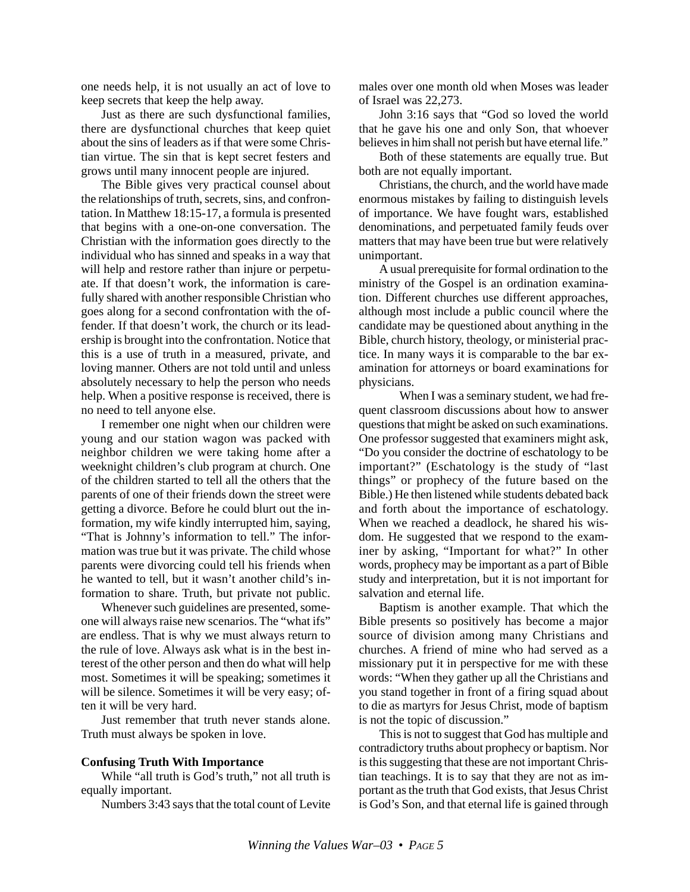one needs help, it is not usually an act of love to keep secrets that keep the help away.

Just as there are such dysfunctional families, there are dysfunctional churches that keep quiet about the sins of leaders as if that were some Christian virtue. The sin that is kept secret festers and grows until many innocent people are injured.

The Bible gives very practical counsel about the relationships of truth, secrets, sins, and confrontation. In Matthew 18:15-17, a formula is presented that begins with a one-on-one conversation. The Christian with the information goes directly to the individual who has sinned and speaks in a way that will help and restore rather than injure or perpetuate. If that doesn't work, the information is carefully shared with another responsible Christian who goes along for a second confrontation with the offender. If that doesn't work, the church or its leadership is brought into the confrontation. Notice that this is a use of truth in a measured, private, and loving manner. Others are not told until and unless absolutely necessary to help the person who needs help. When a positive response is received, there is no need to tell anyone else.

I remember one night when our children were young and our station wagon was packed with neighbor children we were taking home after a weeknight children's club program at church. One of the children started to tell all the others that the parents of one of their friends down the street were getting a divorce. Before he could blurt out the information, my wife kindly interrupted him, saying, "That is Johnny's information to tell." The information was true but it was private. The child whose parents were divorcing could tell his friends when he wanted to tell, but it wasn't another child's information to share. Truth, but private not public.

Whenever such guidelines are presented, someone will always raise new scenarios. The "what ifs" are endless. That is why we must always return to the rule of love. Always ask what is in the best interest of the other person and then do what will help most. Sometimes it will be speaking; sometimes it will be silence. Sometimes it will be very easy; often it will be very hard.

Just remember that truth never stands alone. Truth must always be spoken in love.

**Confusing Truth With Importance**

While "all truth is God's truth," not all truth is equally important.

Numbers 3:43 says that the total count of Levite males over one month old when Moses was leader of Israel was 22,273.

John 3:16 says that "God so loved the world that he gave his one and only Son, that whoever believes in him shall not perish but have eternal life."

Both of these statements are equally true. But both are not equally important.

Christians, the church, and the world have made enormous mistakes by failing to distinguish levels of importance. We have fought wars, established denominations, and perpetuated family feuds over matters that may have been true but were relatively unimportant.

A usual prerequisite for formal ordination to the ministry of the Gospel is an ordination examination. Different churches use different approaches, although most include a public council where the candidate may be questioned about anything in the Bible, church history, theology, or ministerial practice. In many ways it is comparable to the bar examination for attorneys or board examinations for physicians.

When I was a seminary student, we had frequent classroom discussions about how to answer questions that might be asked on such examinations. One professor suggested that examiners might ask, "Do you consider the doctrine of eschatology to be important?" (Eschatology is the study of "last things" or prophecy of the future based on the Bible.) He then listened while students debated back and forth about the importance of eschatology. When we reached a deadlock, he shared his wisdom. He suggested that we respond to the examiner by asking, "Important for what?" In other words, prophecy may be important as a part of Bible study and interpretation, but it is not important for salvation and eternal life.

Baptism is another example. That which the Bible presents so positively has become a major source of division among many Christians and churches. A friend of mine who had served as a missionary put it in perspective for me with these words: "When they gather up all the Christians and you stand together in front of a firing squad about to die as martyrs for Jesus Christ, mode of baptism is not the topic of discussion."

This is not to suggest that God has multiple and contradictory truths about prophecy or baptism. Nor is this suggesting that these are not important Christian teachings. It is to say that they are not as important as the truth that God exists, that Jesus Christ is God's Son, and that eternal life is gained through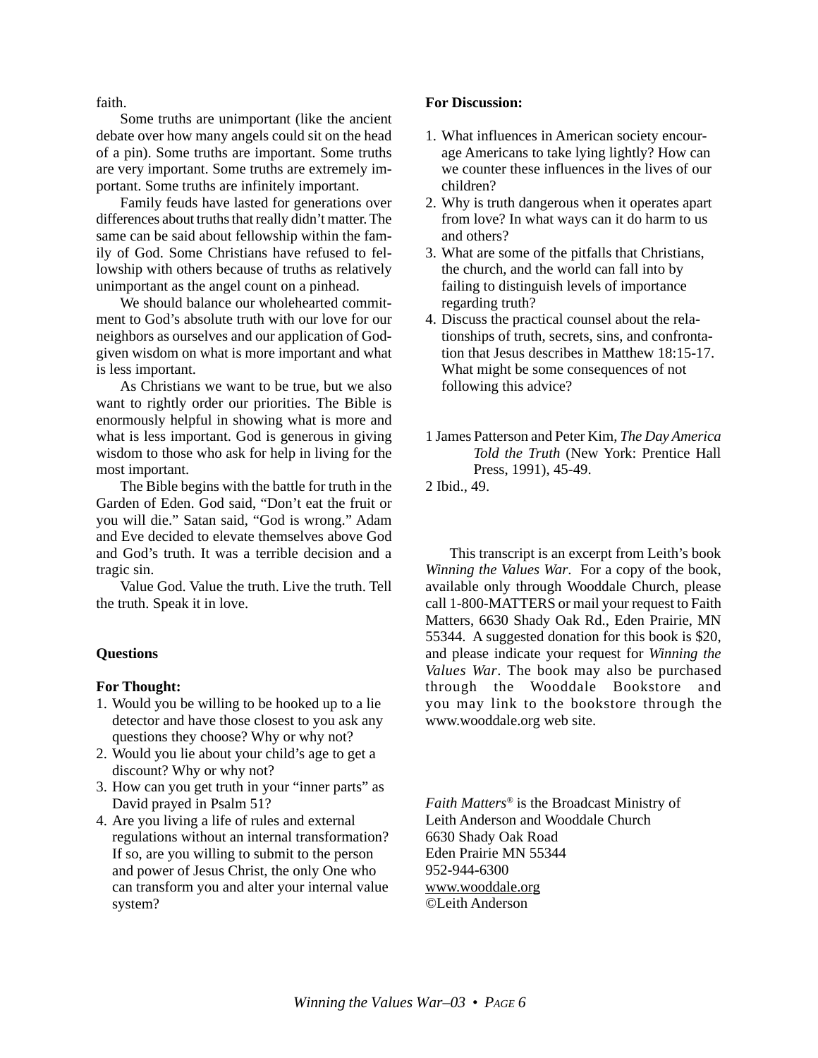faith.

Some truths are unimportant (like the ancient debate over how many angels could sit on the head of a pin). Some truths are important. Some truths are very important. Some truths are extremely important. Some truths are infinitely important.

Family feuds have lasted for generations over differences about truths that really didn't matter. The same can be said about fellowship within the family of God. Some Christians have refused to fellowship with others because of truths as relatively unimportant as the angel count on a pinhead.

We should balance our wholehearted commitment to God's absolute truth with our love for our neighbors as ourselves and our application of God-given wisdom on what is more important and what is less important.

As Christians we want to be true, but we also want to rightly order our priorities. The Bible is enormously helpful in showing what is more and what is less important. God is generous in giving wisdom to those who ask for help in living for the most important.

The Bible begins with the battle for truth in the Garden of Eden. God said, "Don't eat the fruit or you will die." Satan said, "God is wrong." Adam and Eve decided to elevate themselves above God and God's truth. It was a terrible decision and a tragic sin.

Value God. Value the truth. Live the truth. Tell the truth. Speak it in love.

**Questions**

**For Thought:**

1. Would you be willing to be hooked up to a lie detector and have those closest to you ask any questions they choose? Why or why not?
2. Would you lie about your child's age to get a discount? Why or why not?
3. How can you get truth in your "inner parts" as David prayed in Psalm 51?
4. Are you living a life of rules and external regulations without an internal transformation? If so, are you willing to submit to the person and power of Jesus Christ, the only One who can transform you and alter your internal value system?

**For Discussion:**

1. What influences in American society encourage Americans to take lying lightly? How can we counter these influences in the lives of our children?
2. Why is truth dangerous when it operates apart from love? In what ways can it do harm to us and others?
3. What are some of the pitfalls that Christians, the church, and the world can fall into by failing to distinguish levels of importance regarding truth?
4. Discuss the practical counsel about the relationships of truth, secrets, sins, and confrontation that Jesus describes in Matthew 18:15-17. What might be some consequences of not following this advice?

1 James Patterson and Peter Kim, *The Day America Told the Truth* (New York: Prentice Hall Press, 1991), 45-49.

2 Ibid., 49.

This transcript is an excerpt from Leith's book *Winning the Values War*. For a copy of the book, available only through Wooddale Church, please call 1-800-MATTERS or mail your request to Faith Matters, 6630 Shady Oak Rd., Eden Prairie, MN 55344. A suggested donation for this book is $20, and please indicate your request for *Winning the Values War*. The book may also be purchased through the Wooddale Bookstore and you may link to the bookstore through the www.wooddale.org web site.

*Faith Matters*® is the Broadcast Ministry of
Leith Anderson and Wooddale Church
6630 Shady Oak Road
Eden Prairie MN 55344
952-944-6300
www.wooddale.org
©Leith Anderson